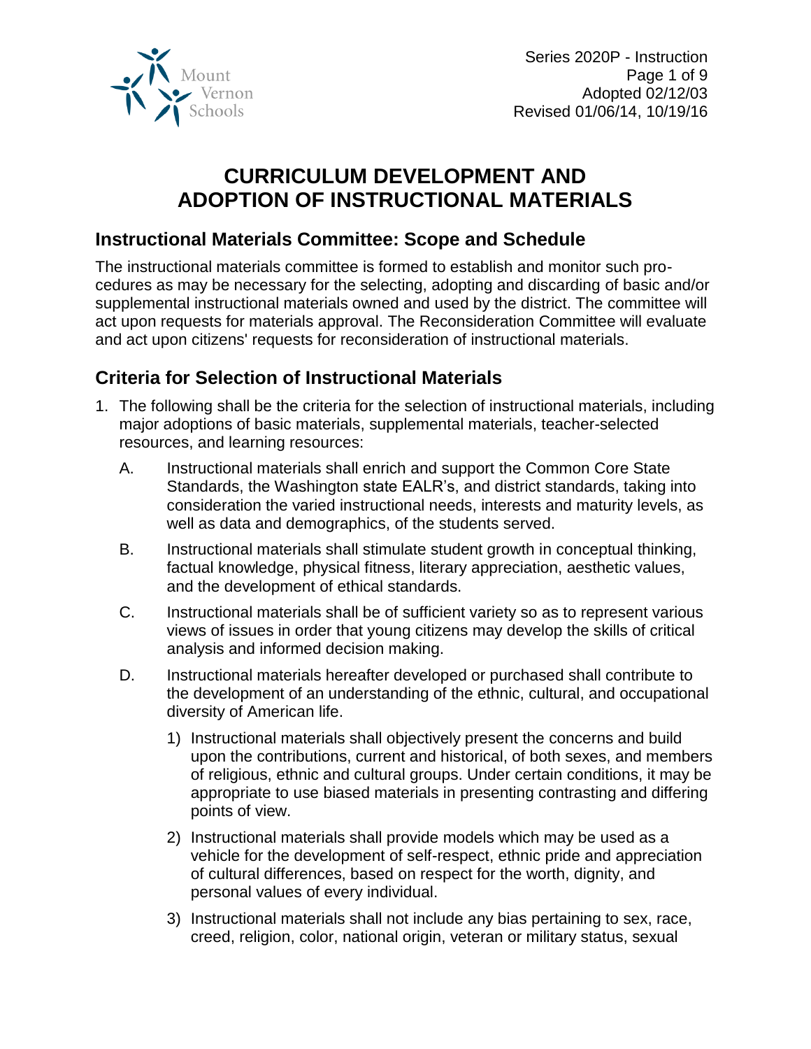# CURRICULUM DEVELOPMENT AND ADOPTION OF INSTRUCTIONAL MATERIALS

## Instructional Materials Committee: Scope and Schedule

The instructional materials committee is formed to establish and monitor such procedures as may be necessary for the selecting, adopting and discarding of basic and/or supplemental instructional materials owned and used by the district. The committee will act upon requests for materials approval. The Reconsideration Committee will evaluate and act upon citizens' requests for reconsideration of instructional materials.

## Criteria for Selection of Instructional Materials

1. The following shall be the criteria for the selection of instructional materials, including major adoptions of basic materials, supplemental materials, teacher-selected resources, and learning resources:

   A. Instructional materials shall enrich and support the Common Core State Standards, the Washington state EALR's, and district standards, taking into consideration the varied instructional needs, interests and maturity levels, as well as data and demographics, of the students served.

   B. Instructional materials shall stimulate student growth in conceptual thinking, factual knowledge, physical fitness, literary appreciation, aesthetic values, and the development of ethical standards.

   C. Instructional materials shall be of sufficient variety so as to represent various views of issues in order that young citizens may develop the skills of critical analysis and informed decision making.

   D. Instructional materials hereafter developed or purchased shall contribute to the development of an understanding of the ethnic, cultural, and occupational diversity of American life.

      1) Instructional materials shall objectively present the concerns and build upon the contributions, current and historical, of both sexes, and members of religious, ethnic and cultural groups. Under certain conditions, it may be appropriate to use biased materials in presenting contrasting and differing points of view.

      2) Instructional materials shall provide models which may be used as a vehicle for the development of self-respect, ethnic pride and appreciation of cultural differences, based on respect for the worth, dignity, and personal values of every individual.

      3) Instructional materials shall not include any bias pertaining to sex, race, creed, religion, color, national origin, veteran or military status, sexual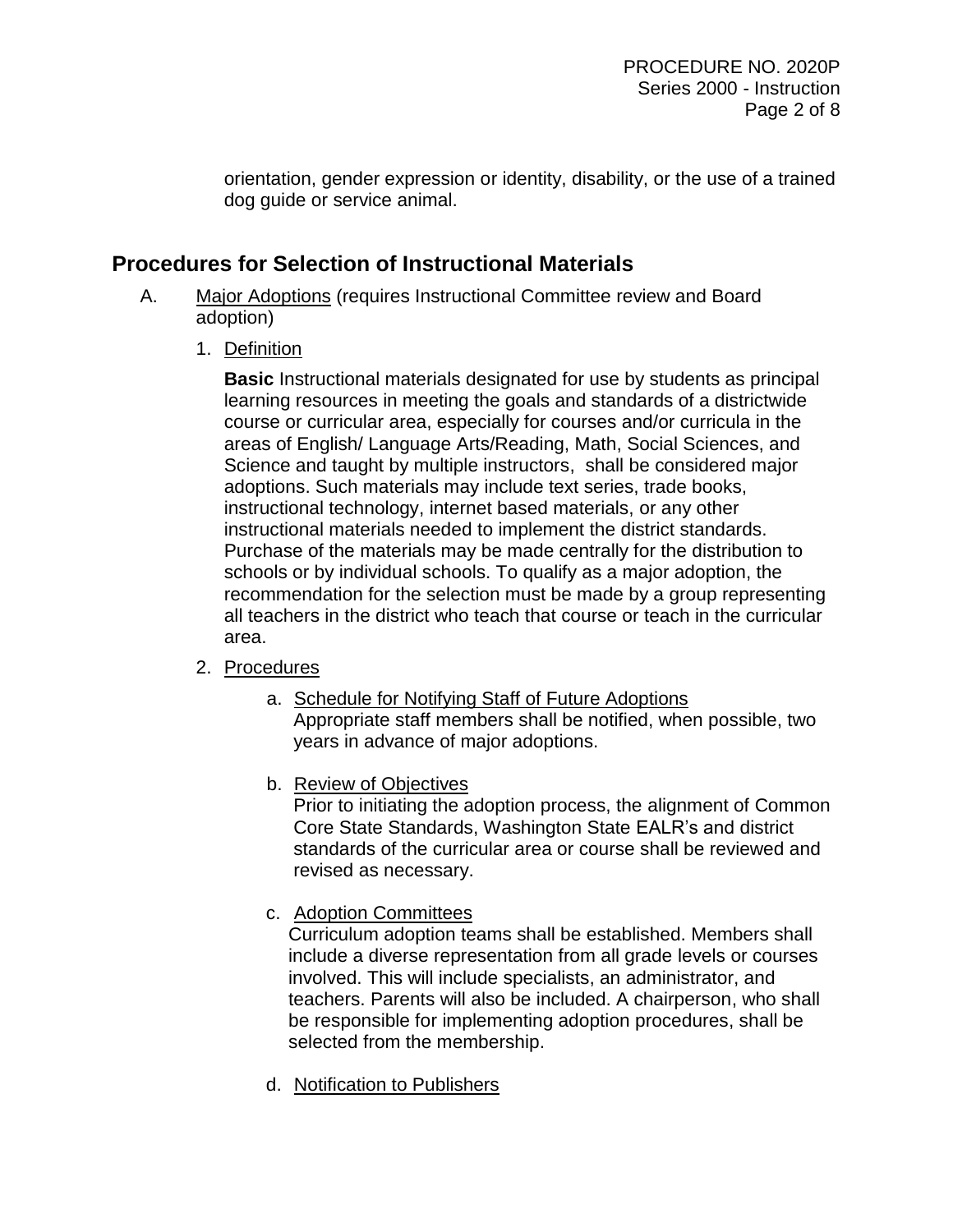orientation, gender expression or identity, disability, or the use of a trained dog guide or service animal.

## Procedures for Selection of Instructional Materials

A. Major Adoptions (requires Instructional Committee review and Board adoption)

1. Definition

   **Basic** Instructional materials designated for use by students as principal learning resources in meeting the goals and standards of a districtwide course or curricular area, especially for courses and/or curricula in the areas of English/ Language Arts/Reading, Math, Social Sciences, and Science and taught by multiple instructors, shall be considered major adoptions. Such materials may include text series, trade books, instructional technology, internet based materials, or any other instructional materials needed to implement the district standards. Purchase of the materials may be made centrally for the distribution to schools or by individual schools. To qualify as a major adoption, the recommendation for the selection must be made by a group representing all teachers in the district who teach that course or teach in the curricular area.

2. Procedures

   a. Schedule for Notifying Staff of Future Adoptions
      Appropriate staff members shall be notified, when possible, two years in advance of major adoptions.

   b. Review of Objectives
      Prior to initiating the adoption process, the alignment of Common Core State Standards, Washington State EALR's and district standards of the curricular area or course shall be reviewed and revised as necessary.

   c. Adoption Committees
      Curriculum adoption teams shall be established. Members shall include a diverse representation from all grade levels or courses involved. This will include specialists, an administrator, and teachers. Parents will also be included. A chairperson, who shall be responsible for implementing adoption procedures, shall be selected from the membership.

   d. Notification to Publishers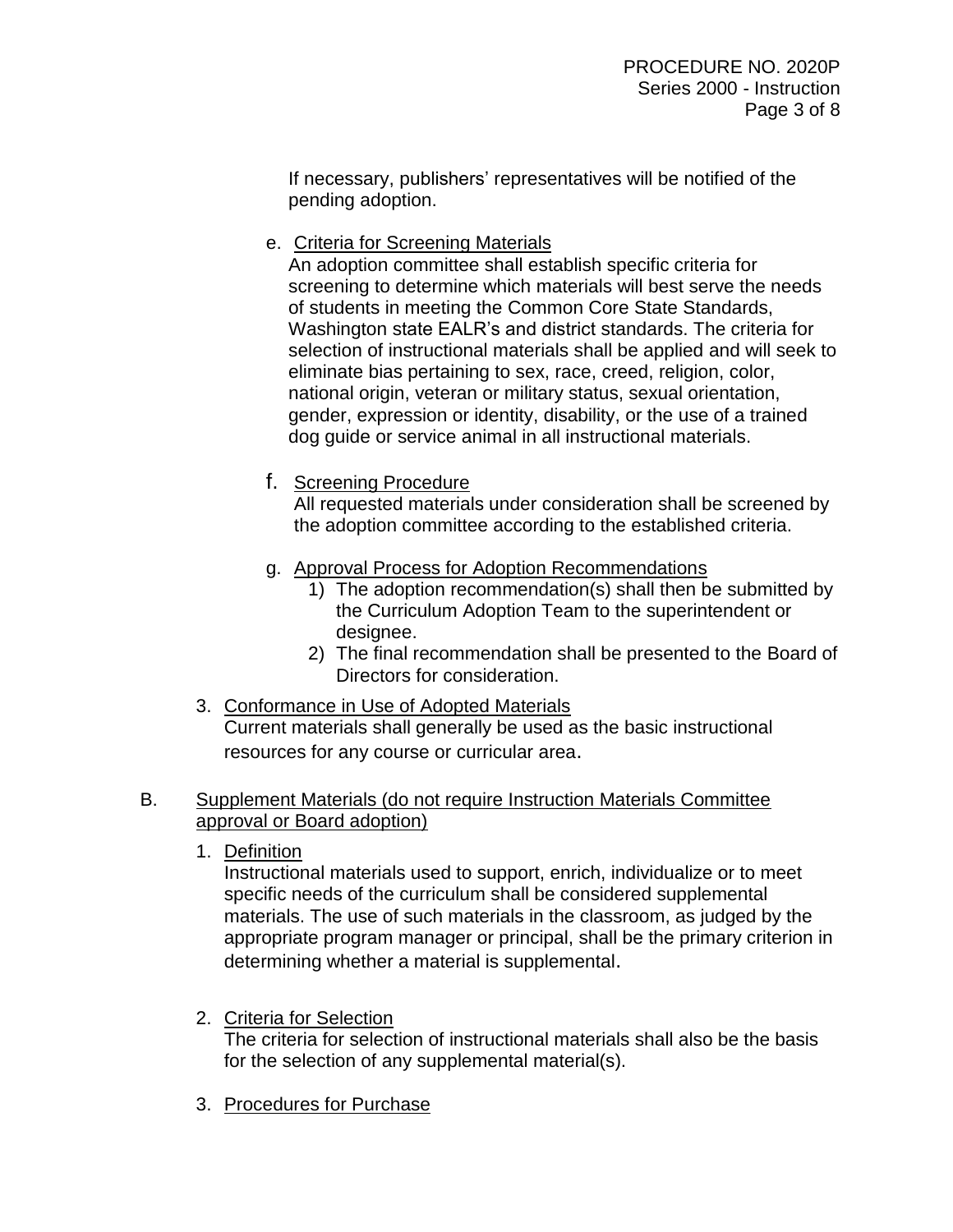If necessary, publishers' representatives will be notified of the pending adoption.

e. <u>Criteria for Screening Materials</u>
   An adoption committee shall establish specific criteria for screening to determine which materials will best serve the needs of students in meeting the Common Core State Standards, Washington state EALR's and district standards. The criteria for selection of instructional materials shall be applied and will seek to eliminate bias pertaining to sex, race, creed, religion, color, national origin, veteran or military status, sexual orientation, gender, expression or identity, disability, or the use of a trained dog guide or service animal in all instructional materials.

f. <u>Screening Procedure</u>
   All requested materials under consideration shall be screened by the adoption committee according to the established criteria.

g. <u>Approval Process for Adoption Recommendations</u>
   1) The adoption recommendation(s) shall then be submitted by the Curriculum Adoption Team to the superintendent or designee.
   2) The final recommendation shall be presented to the Board of Directors for consideration.

3. <u>Conformance in Use of Adopted Materials</u>
   Current materials shall generally be used as the basic instructional resources for any course or curricular area.

B. <u>Supplement Materials (do not require Instruction Materials Committee approval or Board adoption)</u>

1. <u>Definition</u>
   Instructional materials used to support, enrich, individualize or to meet specific needs of the curriculum shall be considered supplemental materials. The use of such materials in the classroom, as judged by the appropriate program manager or principal, shall be the primary criterion in determining whether a material is supplemental.

2. <u>Criteria for Selection</u>
   The criteria for selection of instructional materials shall also be the basis for the selection of any supplemental material(s).

3. <u>Procedures for Purchase</u>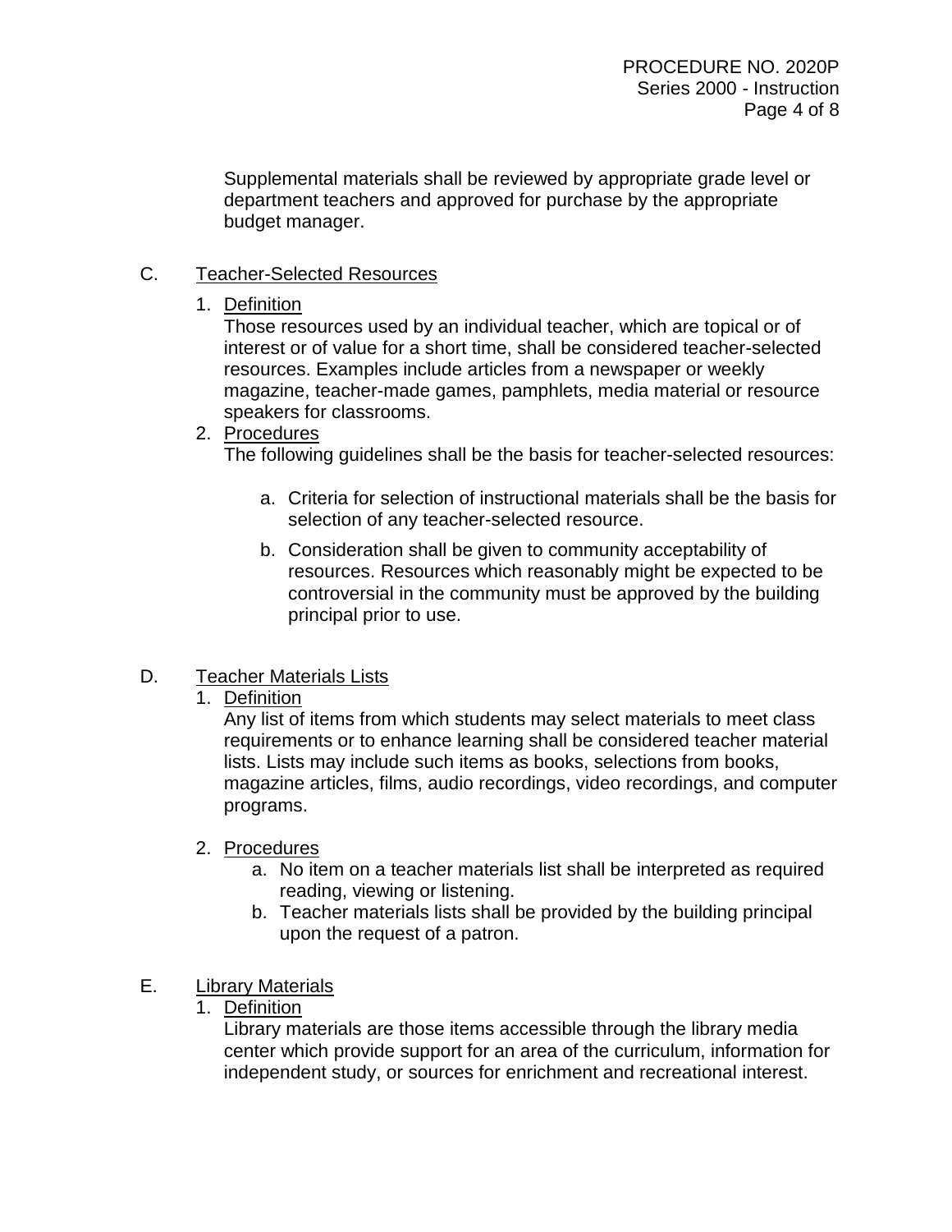Supplemental materials shall be reviewed by appropriate grade level or department teachers and approved for purchase by the appropriate budget manager.

C. Teacher-Selected Resources

1. Definition
   Those resources used by an individual teacher, which are topical or of interest or of value for a short time, shall be considered teacher-selected resources. Examples include articles from a newspaper or weekly magazine, teacher-made games, pamphlets, media material or resource speakers for classrooms.
2. Procedures
   The following guidelines shall be the basis for teacher-selected resources:

   a. Criteria for selection of instructional materials shall be the basis for selection of any teacher-selected resource.

   b. Consideration shall be given to community acceptability of resources. Resources which reasonably might be expected to be controversial in the community must be approved by the building principal prior to use.

D. Teacher Materials Lists

1. Definition
   Any list of items from which students may select materials to meet class requirements or to enhance learning shall be considered teacher material lists. Lists may include such items as books, selections from books, magazine articles, films, audio recordings, video recordings, and computer programs.

2. Procedures
   a. No item on a teacher materials list shall be interpreted as required reading, viewing or listening.
   b. Teacher materials lists shall be provided by the building principal upon the request of a patron.

E. Library Materials

1. Definition
   Library materials are those items accessible through the library media center which provide support for an area of the curriculum, information for independent study, or sources for enrichment and recreational interest.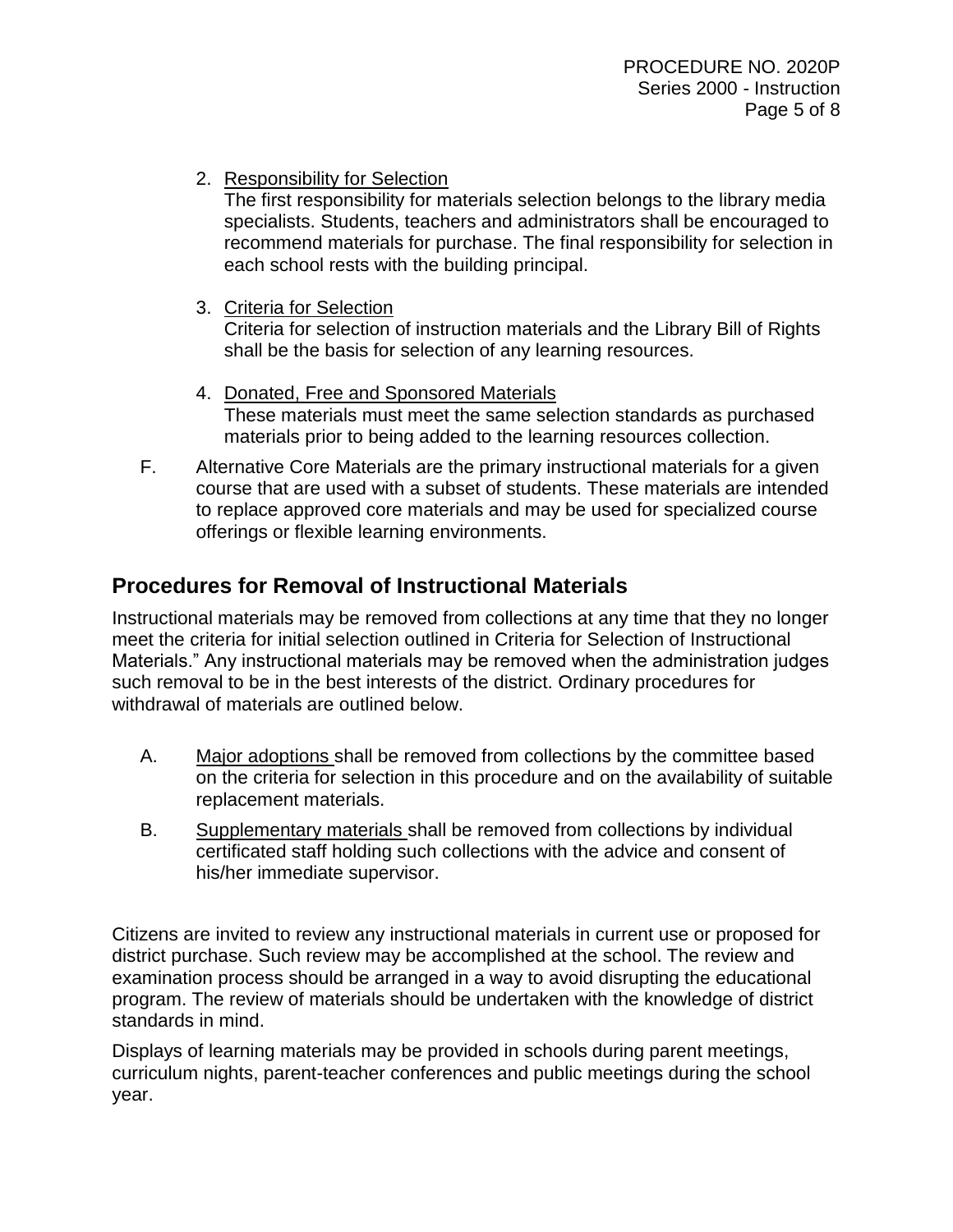2. Responsibility for Selection
   The first responsibility for materials selection belongs to the library media specialists. Students, teachers and administrators shall be encouraged to recommend materials for purchase. The final responsibility for selection in each school rests with the building principal.

3. Criteria for Selection
   Criteria for selection of instruction materials and the Library Bill of Rights shall be the basis for selection of any learning resources.

4. Donated, Free and Sponsored Materials
   These materials must meet the same selection standards as purchased materials prior to being added to the learning resources collection.

F. Alternative Core Materials are the primary instructional materials for a given course that are used with a subset of students. These materials are intended to replace approved core materials and may be used for specialized course offerings or flexible learning environments.

## Procedures for Removal of Instructional Materials

Instructional materials may be removed from collections at any time that they no longer meet the criteria for initial selection outlined in Criteria for Selection of Instructional Materials." Any instructional materials may be removed when the administration judges such removal to be in the best interests of the district. Ordinary procedures for withdrawal of materials are outlined below.

A. Major adoptions shall be removed from collections by the committee based on the criteria for selection in this procedure and on the availability of suitable replacement materials.

B. Supplementary materials shall be removed from collections by individual certificated staff holding such collections with the advice and consent of his/her immediate supervisor.

Citizens are invited to review any instructional materials in current use or proposed for district purchase. Such review may be accomplished at the school. The review and examination process should be arranged in a way to avoid disrupting the educational program. The review of materials should be undertaken with the knowledge of district standards in mind.

Displays of learning materials may be provided in schools during parent meetings, curriculum nights, parent-teacher conferences and public meetings during the school year.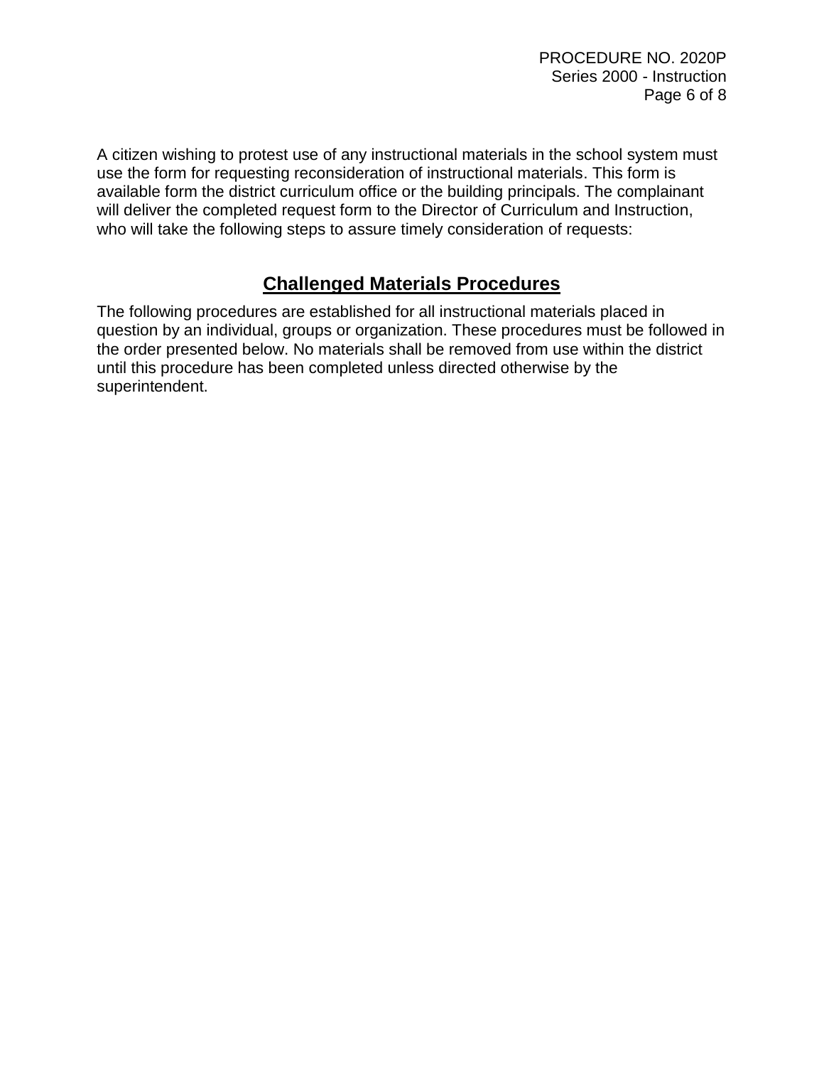A citizen wishing to protest use of any instructional materials in the school system must use the form for requesting reconsideration of instructional materials. This form is available form the district curriculum office or the building principals. The complainant will deliver the completed request form to the Director of Curriculum and Instruction, who will take the following steps to assure timely consideration of requests:

## Challenged Materials Procedures

The following procedures are established for all instructional materials placed in question by an individual, groups or organization. These procedures must be followed in the order presented below. No materials shall be removed from use within the district until this procedure has been completed unless directed otherwise by the superintendent.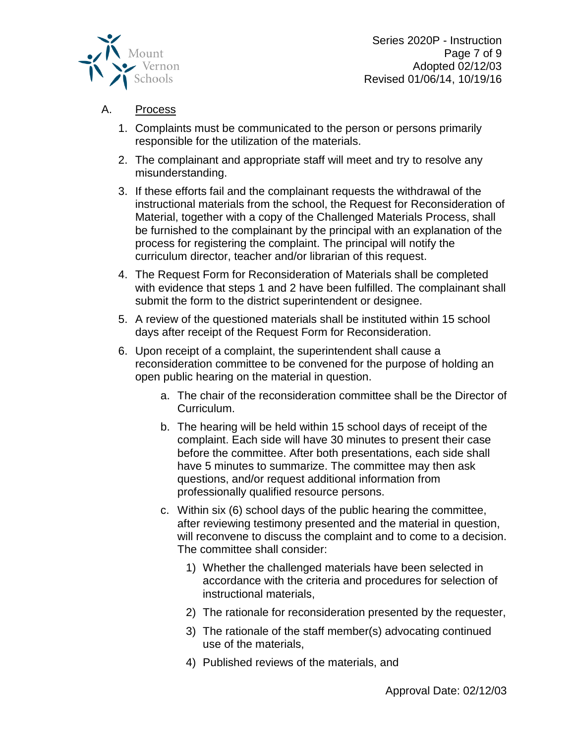A. Process

1. Complaints must be communicated to the person or persons primarily responsible for the utilization of the materials.
2. The complainant and appropriate staff will meet and try to resolve any misunderstanding.
3. If these efforts fail and the complainant requests the withdrawal of the instructional materials from the school, the Request for Reconsideration of Material, together with a copy of the Challenged Materials Process, shall be furnished to the complainant by the principal with an explanation of the process for registering the complaint. The principal will notify the curriculum director, teacher and/or librarian of this request.
4. The Request Form for Reconsideration of Materials shall be completed with evidence that steps 1 and 2 have been fulfilled. The complainant shall submit the form to the district superintendent or designee.
5. A review of the questioned materials shall be instituted within 15 school days after receipt of the Request Form for Reconsideration.
6. Upon receipt of a complaint, the superintendent shall cause a reconsideration committee to be convened for the purpose of holding an open public hearing on the material in question.
   a. The chair of the reconsideration committee shall be the Director of Curriculum.
   b. The hearing will be held within 15 school days of receipt of the complaint. Each side will have 30 minutes to present their case before the committee. After both presentations, each side shall have 5 minutes to summarize. The committee may then ask questions, and/or request additional information from professionally qualified resource persons.
   c. Within six (6) school days of the public hearing the committee, after reviewing testimony presented and the material in question, will reconvene to discuss the complaint and to come to a decision. The committee shall consider:
      1) Whether the challenged materials have been selected in accordance with the criteria and procedures for selection of instructional materials,
      2) The rationale for reconsideration presented by the requester,
      3) The rationale of the staff member(s) advocating continued use of the materials,
      4) Published reviews of the materials, and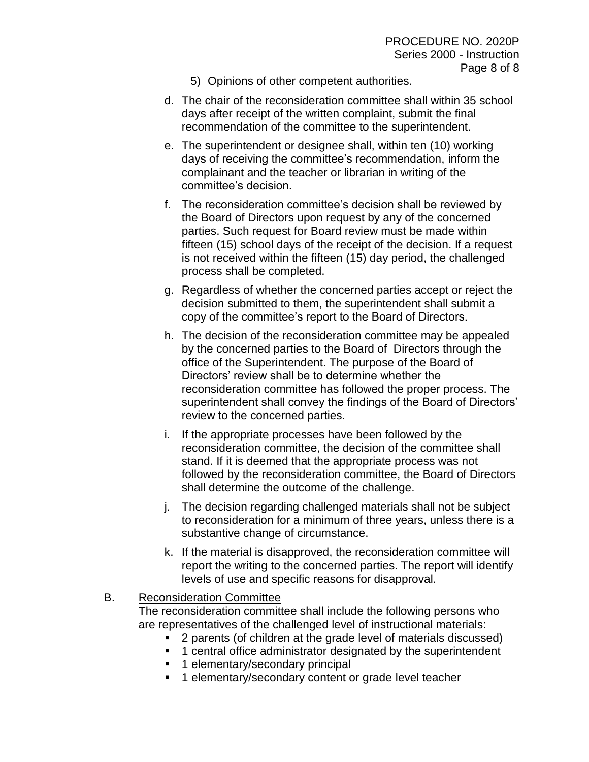5) Opinions of other competent authorities.

d. The chair of the reconsideration committee shall within 35 school days after receipt of the written complaint, submit the final recommendation of the committee to the superintendent.

e. The superintendent or designee shall, within ten (10) working days of receiving the committee's recommendation, inform the complainant and the teacher or librarian in writing of the committee's decision.

f. The reconsideration committee's decision shall be reviewed by the Board of Directors upon request by any of the concerned parties. Such request for Board review must be made within fifteen (15) school days of the receipt of the decision. If a request is not received within the fifteen (15) day period, the challenged process shall be completed.

g. Regardless of whether the concerned parties accept or reject the decision submitted to them, the superintendent shall submit a copy of the committee's report to the Board of Directors.

h. The decision of the reconsideration committee may be appealed by the concerned parties to the Board of Directors through the office of the Superintendent. The purpose of the Board of Directors' review shall be to determine whether the reconsideration committee has followed the proper process. The superintendent shall convey the findings of the Board of Directors' review to the concerned parties.

i. If the appropriate processes have been followed by the reconsideration committee, the decision of the committee shall stand. If it is deemed that the appropriate process was not followed by the reconsideration committee, the Board of Directors shall determine the outcome of the challenge.

j. The decision regarding challenged materials shall not be subject to reconsideration for a minimum of three years, unless there is a substantive change of circumstance.

k. If the material is disapproved, the reconsideration committee will report the writing to the concerned parties. The report will identify levels of use and specific reasons for disapproval.

B. <u>Reconsideration Committee</u>

The reconsideration committee shall include the following persons who are representatives of the challenged level of instructional materials:

- 2 parents (of children at the grade level of materials discussed)
- 1 central office administrator designated by the superintendent
- 1 elementary/secondary principal
- 1 elementary/secondary content or grade level teacher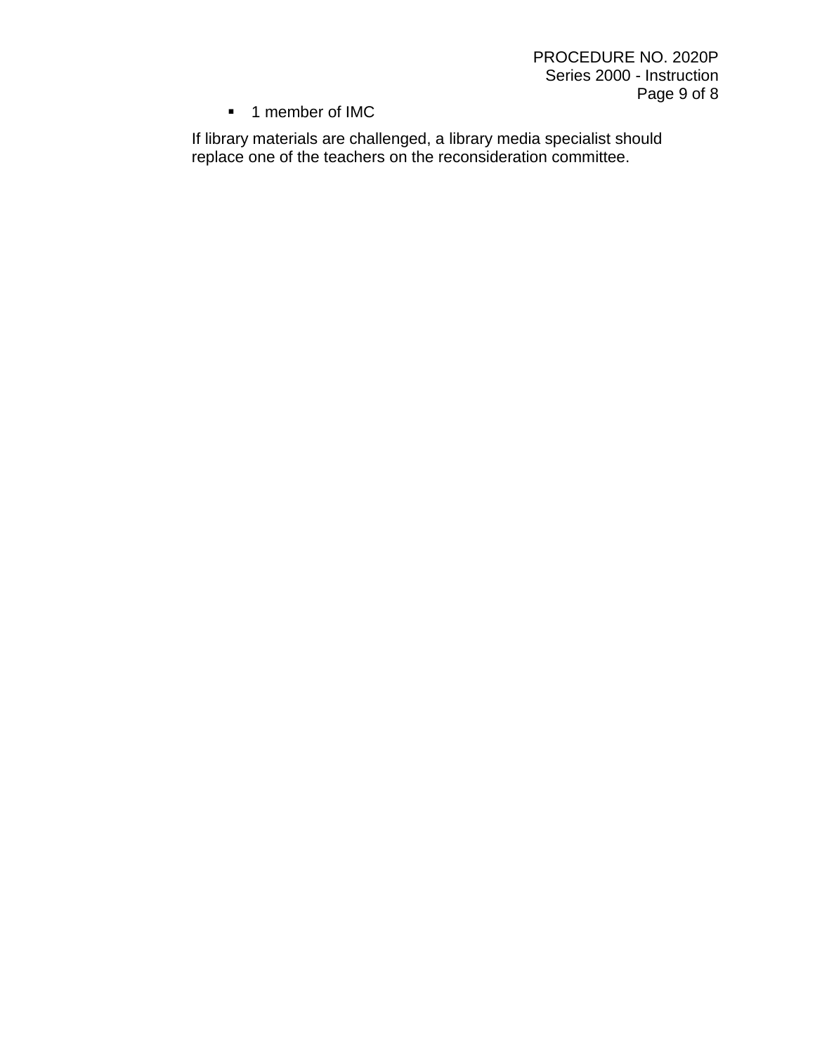- 1 member of IMC

If library materials are challenged, a library media specialist should replace one of the teachers on the reconsideration committee.